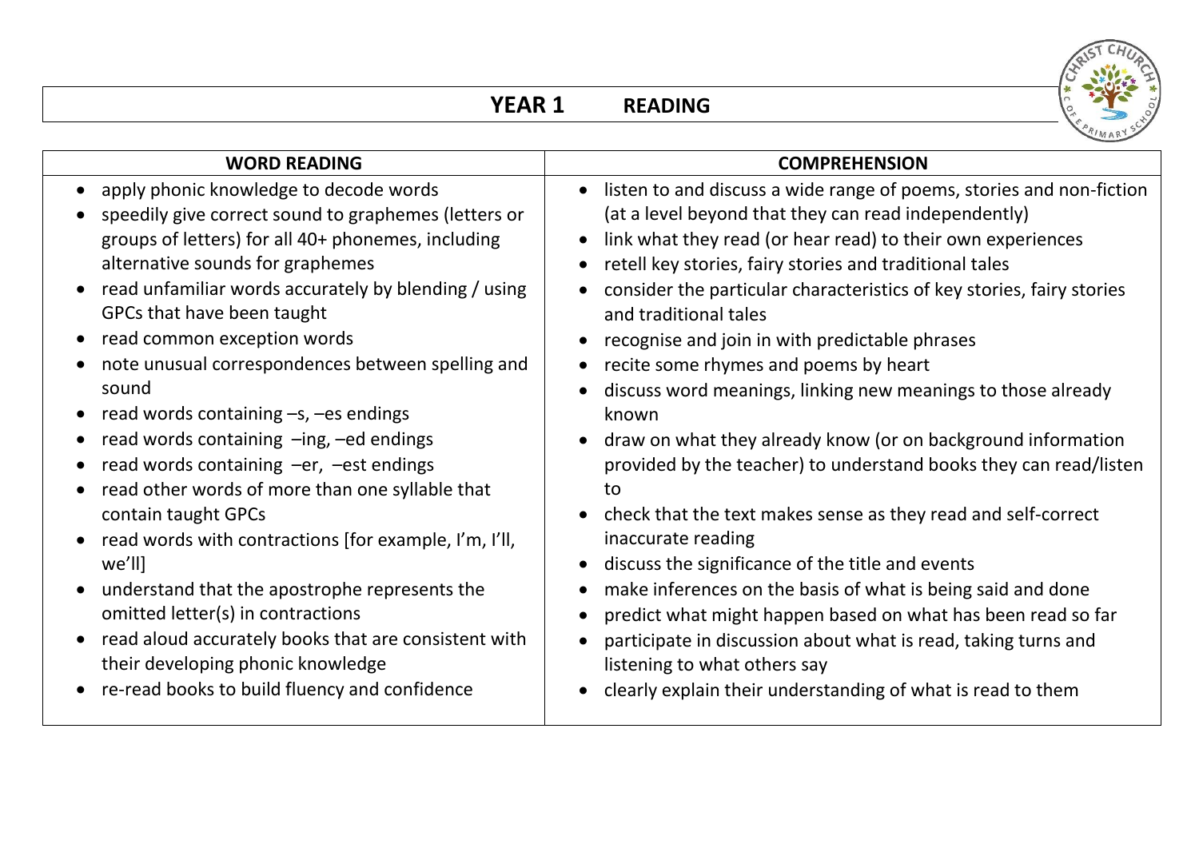# YEAR 1 READING

| WORD READING | COMPREHENSION |
|---|---|
| • apply phonic knowledge to decode words<br>• speedily give correct sound to graphemes (letters or groups of letters) for all 40+ phonemes, including alternative sounds for graphemes<br>• read unfamiliar words accurately by blending / using GPCs that have been taught<br>• read common exception words<br>• note unusual correspondences between spelling and sound<br>• read words containing –s, –es endings<br>• read words containing –ing, –ed endings<br>• read words containing –er, –est endings<br>• read other words of more than one syllable that contain taught GPCs<br>• read words with contractions [for example, I'm, I'll, we'll]<br>• understand that the apostrophe represents the omitted letter(s) in contractions<br>• read aloud accurately books that are consistent with their developing phonic knowledge<br>• re-read books to build fluency and confidence | • listen to and discuss a wide range of poems, stories and non-fiction (at a level beyond that they can read independently)<br>• link what they read (or hear read) to their own experiences<br>• retell key stories, fairy stories and traditional tales<br>• consider the particular characteristics of key stories, fairy stories and traditional tales<br>• recognise and join in with predictable phrases<br>• recite some rhymes and poems by heart<br>• discuss word meanings, linking new meanings to those already known<br>• draw on what they already know (or on background information provided by the teacher) to understand books they can read/listen to<br>• check that the text makes sense as they read and self-correct inaccurate reading<br>• discuss the significance of the title and events<br>• make inferences on the basis of what is being said and done<br>• predict what might happen based on what has been read so far<br>• participate in discussion about what is read, taking turns and listening to what others say<br>• clearly explain their understanding of what is read to them |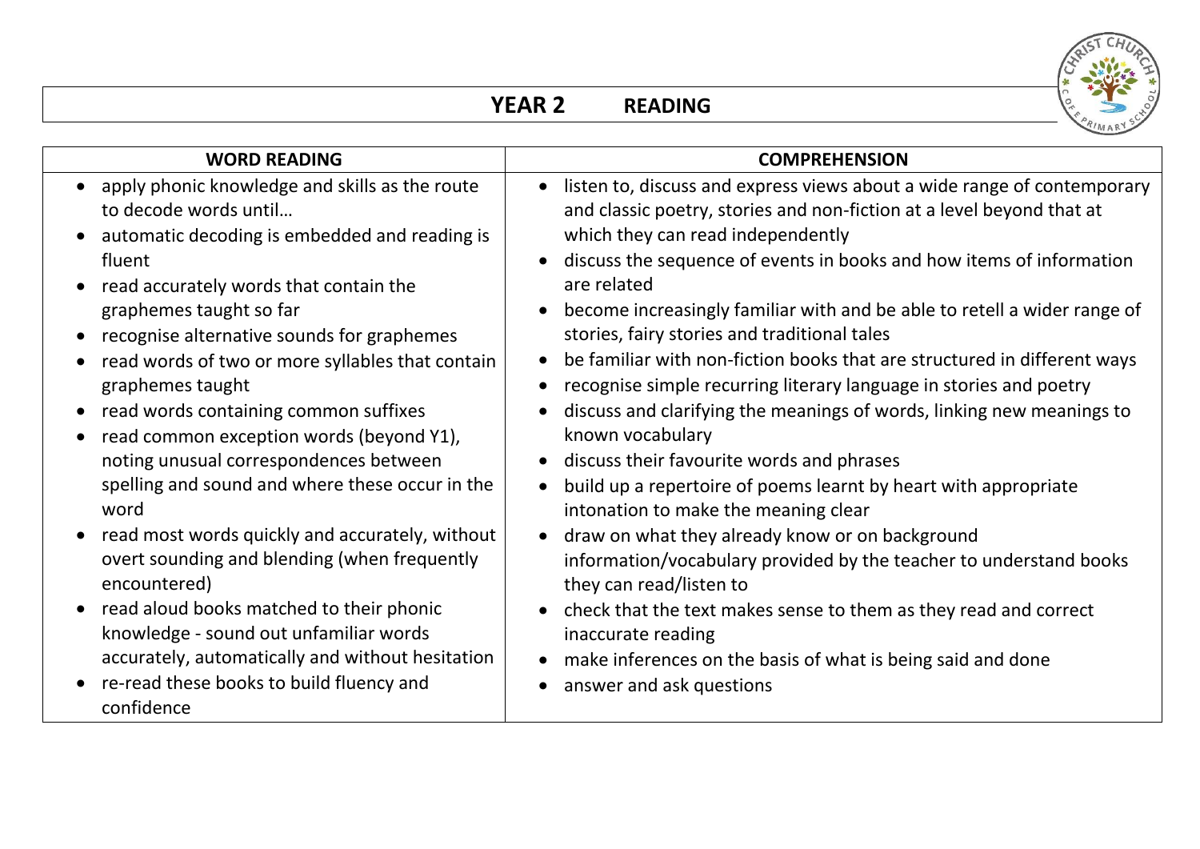# YEAR 2 READING

| WORD READING | COMPREHENSION |
| --- | --- |
| • apply phonic knowledge and skills as the route to decode words until…<br>• automatic decoding is embedded and reading is fluent<br>• read accurately words that contain the graphemes taught so far<br>• recognise alternative sounds for graphemes<br>• read words of two or more syllables that contain graphemes taught<br>• read words containing common suffixes<br>• read common exception words (beyond Y1), noting unusual correspondences between spelling and sound and where these occur in the word<br>• read most words quickly and accurately, without overt sounding and blending (when frequently encountered)<br>• read aloud books matched to their phonic knowledge - sound out unfamiliar words accurately, automatically and without hesitation<br>• re-read these books to build fluency and confidence | • listen to, discuss and express views about a wide range of contemporary and classic poetry, stories and non-fiction at a level beyond that at which they can read independently<br>• discuss the sequence of events in books and how items of information are related<br>• become increasingly familiar with and be able to retell a wider range of stories, fairy stories and traditional tales<br>• be familiar with non-fiction books that are structured in different ways<br>• recognise simple recurring literary language in stories and poetry<br>• discuss and clarifying the meanings of words, linking new meanings to known vocabulary<br>• discuss their favourite words and phrases<br>• build up a repertoire of poems learnt by heart with appropriate intonation to make the meaning clear<br>• draw on what they already know or on background information/vocabulary provided by the teacher to understand books they can read/listen to<br>• check that the text makes sense to them as they read and correct inaccurate reading<br>• make inferences on the basis of what is being said and done<br>• answer and ask questions |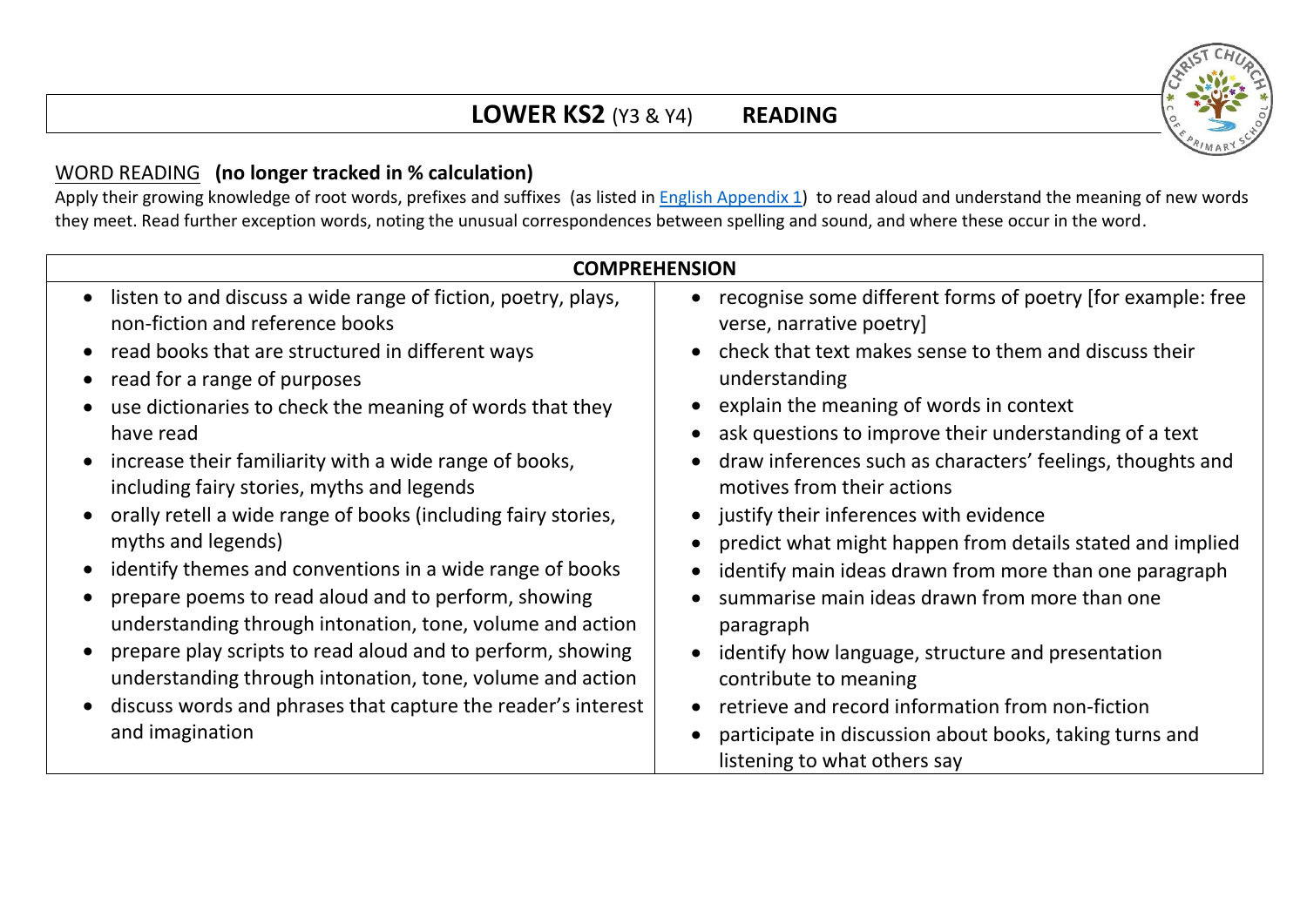# **LOWER KS2** (Y3 & Y4) **READING**

## WORD READING **(no longer tracked in % calculation)**

Apply their growing knowledge of root words, prefixes and suffixes (as listed in English Appendix 1) to read aloud and understand the meaning of new words they meet. Read further exception words, noting the unusual correspondences between spelling and sound, and where these occur in the word.

## COMPREHENSION

- listen to and discuss a wide range of fiction, poetry, plays, non-fiction and reference books
- read books that are structured in different ways
- read for a range of purposes
- use dictionaries to check the meaning of words that they have read
- increase their familiarity with a wide range of books, including fairy stories, myths and legends
- orally retell a wide range of books (including fairy stories, myths and legends)
- identify themes and conventions in a wide range of books
- prepare poems to read aloud and to perform, showing understanding through intonation, tone, volume and action
- prepare play scripts to read aloud and to perform, showing understanding through intonation, tone, volume and action
- discuss words and phrases that capture the reader's interest and imagination
- recognise some different forms of poetry [for example: free verse, narrative poetry]
- check that text makes sense to them and discuss their understanding
- explain the meaning of words in context
- ask questions to improve their understanding of a text
- draw inferences such as characters' feelings, thoughts and motives from their actions
- justify their inferences with evidence
- predict what might happen from details stated and implied
- identify main ideas drawn from more than one paragraph
- summarise main ideas drawn from more than one paragraph
- identify how language, structure and presentation contribute to meaning
- retrieve and record information from non-fiction
- participate in discussion about books, taking turns and listening to what others say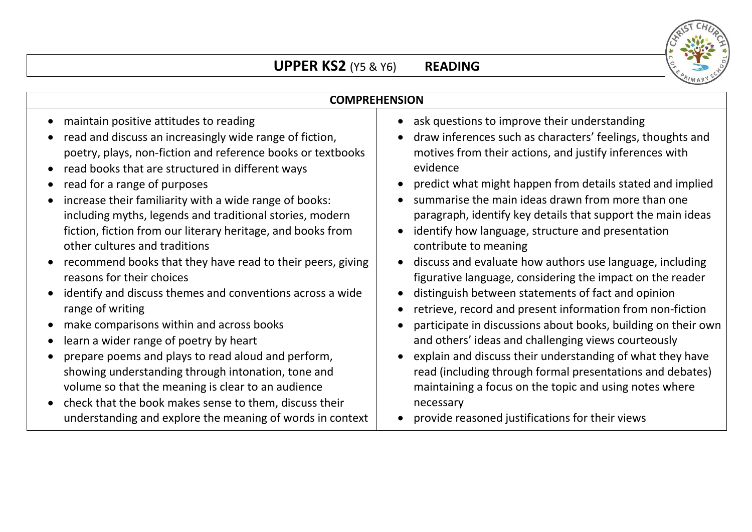# **UPPER KS2** (Y5 & Y6) **READING**

## COMPREHENSION

- maintain positive attitudes to reading
- read and discuss an increasingly wide range of fiction, poetry, plays, non-fiction and reference books or textbooks
- read books that are structured in different ways
- read for a range of purposes
- increase their familiarity with a wide range of books: including myths, legends and traditional stories, modern fiction, fiction from our literary heritage, and books from other cultures and traditions
- recommend books that they have read to their peers, giving reasons for their choices
- identify and discuss themes and conventions across a wide range of writing
- make comparisons within and across books
- learn a wider range of poetry by heart
- prepare poems and plays to read aloud and perform, showing understanding through intonation, tone and volume so that the meaning is clear to an audience
- check that the book makes sense to them, discuss their understanding and explore the meaning of words in context
- ask questions to improve their understanding
- draw inferences such as characters' feelings, thoughts and motives from their actions, and justify inferences with evidence
- predict what might happen from details stated and implied
- summarise the main ideas drawn from more than one paragraph, identify key details that support the main ideas
- identify how language, structure and presentation contribute to meaning
- discuss and evaluate how authors use language, including figurative language, considering the impact on the reader
- distinguish between statements of fact and opinion
- retrieve, record and present information from non-fiction
- participate in discussions about books, building on their own and others' ideas and challenging views courteously
- explain and discuss their understanding of what they have read (including through formal presentations and debates) maintaining a focus on the topic and using notes where necessary
- provide reasoned justifications for their views